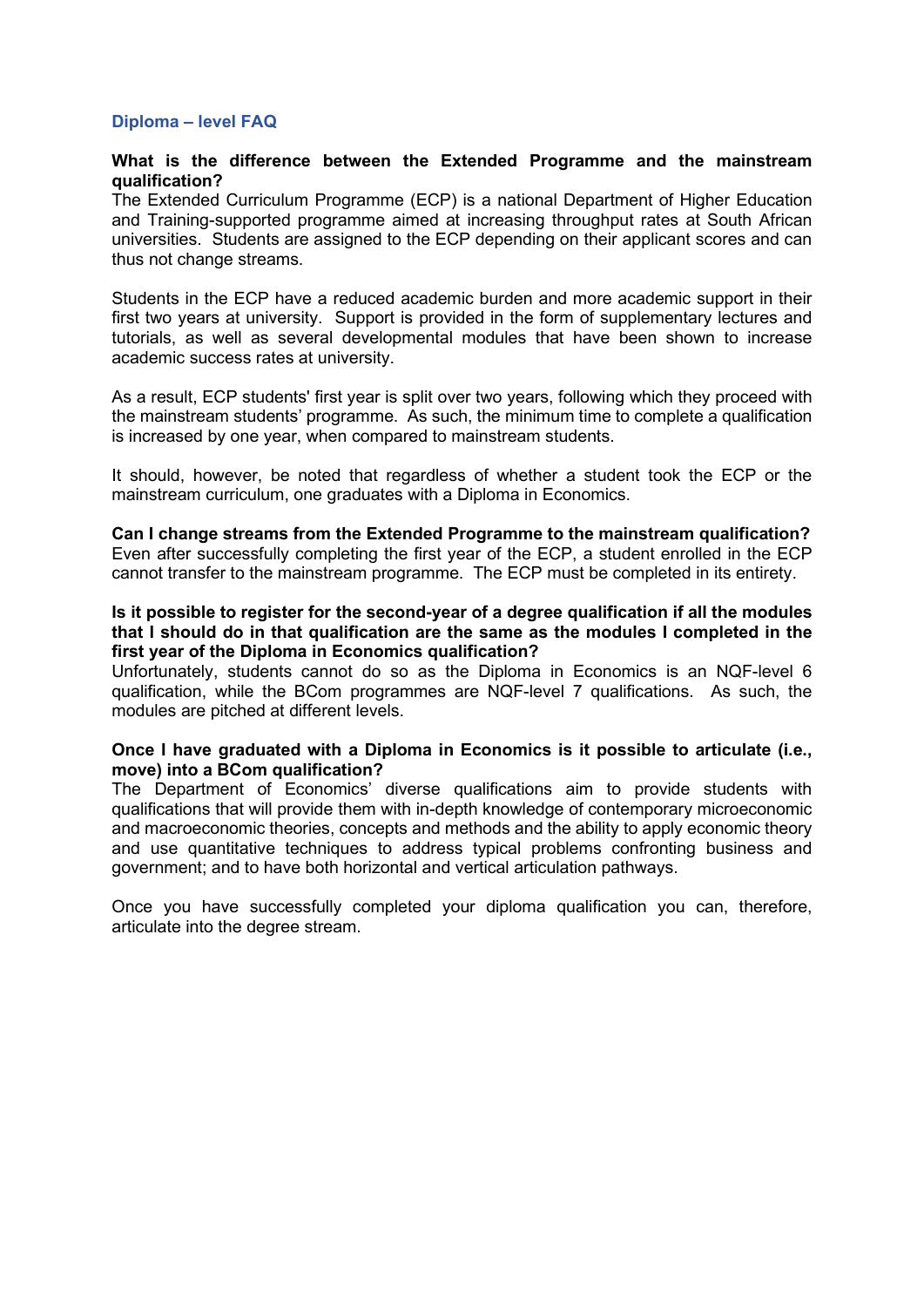## Diploma – level FAQ

**What is the difference between the Extended Programme and the mainstream qualification?**

The Extended Curriculum Programme (ECP) is a national Department of Higher Education and Training-supported programme aimed at increasing throughput rates at South African universities. Students are assigned to the ECP depending on their applicant scores and can thus not change streams.

Students in the ECP have a reduced academic burden and more academic support in their first two years at university. Support is provided in the form of supplementary lectures and tutorials, as well as several developmental modules that have been shown to increase academic success rates at university.

As a result, ECP students' first year is split over two years, following which they proceed with the mainstream students' programme. As such, the minimum time to complete a qualification is increased by one year, when compared to mainstream students.

It should, however, be noted that regardless of whether a student took the ECP or the mainstream curriculum, one graduates with a Diploma in Economics.

**Can I change streams from the Extended Programme to the mainstream qualification?**

Even after successfully completing the first year of the ECP, a student enrolled in the ECP cannot transfer to the mainstream programme. The ECP must be completed in its entirety.

**Is it possible to register for the second-year of a degree qualification if all the modules that I should do in that qualification are the same as the modules I completed in the first year of the Diploma in Economics qualification?**

Unfortunately, students cannot do so as the Diploma in Economics is an NQF-level 6 qualification, while the BCom programmes are NQF-level 7 qualifications. As such, the modules are pitched at different levels.

**Once I have graduated with a Diploma in Economics is it possible to articulate (i.e., move) into a BCom qualification?**

The Department of Economics' diverse qualifications aim to provide students with qualifications that will provide them with in-depth knowledge of contemporary microeconomic and macroeconomic theories, concepts and methods and the ability to apply economic theory and use quantitative techniques to address typical problems confronting business and government; and to have both horizontal and vertical articulation pathways.

Once you have successfully completed your diploma qualification you can, therefore, articulate into the degree stream.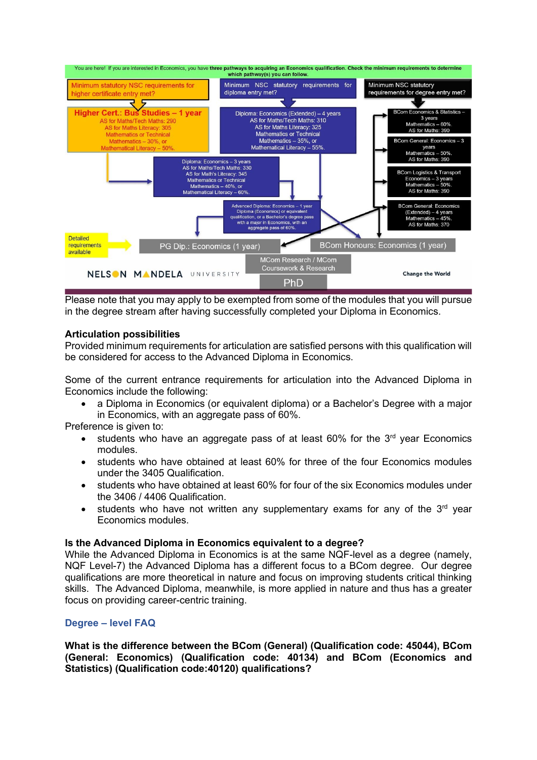You are here! If you are interested in Economics, you have **three pathways to acquiring an Economics qualification. Check the minimum requirements to determine which pathway(s) you can follow.**

Minimum statutory NSC requirements for higher certificate entry met?

**Higher Cert.: Bus Studies – 1 year**
AS for Maths/Tech Maths: 290
AS for Maths Literacy: 305
Mathematics or Technical Mathematics – 30%, or
Mathematical Literacy – 50%.

Minimum NSC statutory requirements for diploma entry met?

Diploma: Economics (Extended) – 4 years
AS for Maths/Tech Maths: 310
AS for Maths Literacy: 325
Mathematics or Technical Mathematics – 35%, or
Mathematical Literacy – 55%.

Minimum NSC statutory requirements for degree entry met?

BCom Economics & Statistics – 3 years
Mathematics – 60%.
AS for Maths: 390

BCom General: Economics – 3 years
Mathematics – 50%.
AS for Maths: 390

BCom Logistics & Transport Economics – 3 years
Mathematics – 50%.
AS for Maths: 390

BCom General: Economics (Extended) – 4 years
Mathematics – 45%.
AS for Maths: 370

Diploma: Economics – 3 years
AS for Maths/Tech Maths: 330
AS for Math's Literacy: 345
Mathematics or Technical Mathematics – 40%, or
Mathematical Literacy – 60%.

Advanced Diploma: Economics – 1 year
Diploma (Economics) or equivalent qualification, or a Bachelor's degree pass with a major in Economics, with an aggregate pass of 60%.

Detailed requirements available

PG Dip.: Economics (1 year)

BCom Honours: Economics (1 year)

MCom Research / MCom Coursework & Research

PhD

NELSON MANDELA UNIVERSITY

Change the World

Please note that you may apply to be exempted from some of the modules that you will pursue in the degree stream after having successfully completed your Diploma in Economics.

**Articulation possibilities**

Provided minimum requirements for articulation are satisfied persons with this qualification will be considered for access to the Advanced Diploma in Economics.

Some of the current entrance requirements for articulation into the Advanced Diploma in Economics include the following:

- a Diploma in Economics (or equivalent diploma) or a Bachelor's Degree with a major in Economics, with an aggregate pass of 60%.

Preference is given to:

- students who have an aggregate pass of at least 60% for the 3rd year Economics modules.
- students who have obtained at least 60% for three of the four Economics modules under the 3405 Qualification.
- students who have obtained at least 60% for four of the six Economics modules under the 3406 / 4406 Qualification.
- students who have not written any supplementary exams for any of the 3rd year Economics modules.

**Is the Advanced Diploma in Economics equivalent to a degree?**

While the Advanced Diploma in Economics is at the same NQF-level as a degree (namely, NQF Level-7) the Advanced Diploma has a different focus to a BCom degree. Our degree qualifications are more theoretical in nature and focus on improving students critical thinking skills. The Advanced Diploma, meanwhile, is more applied in nature and thus has a greater focus on providing career-centric training.

## Degree – level FAQ

**What is the difference between the BCom (General) (Qualification code: 45044), BCom (General: Economics) (Qualification code: 40134) and BCom (Economics and Statistics) (Qualification code:40120) qualifications?**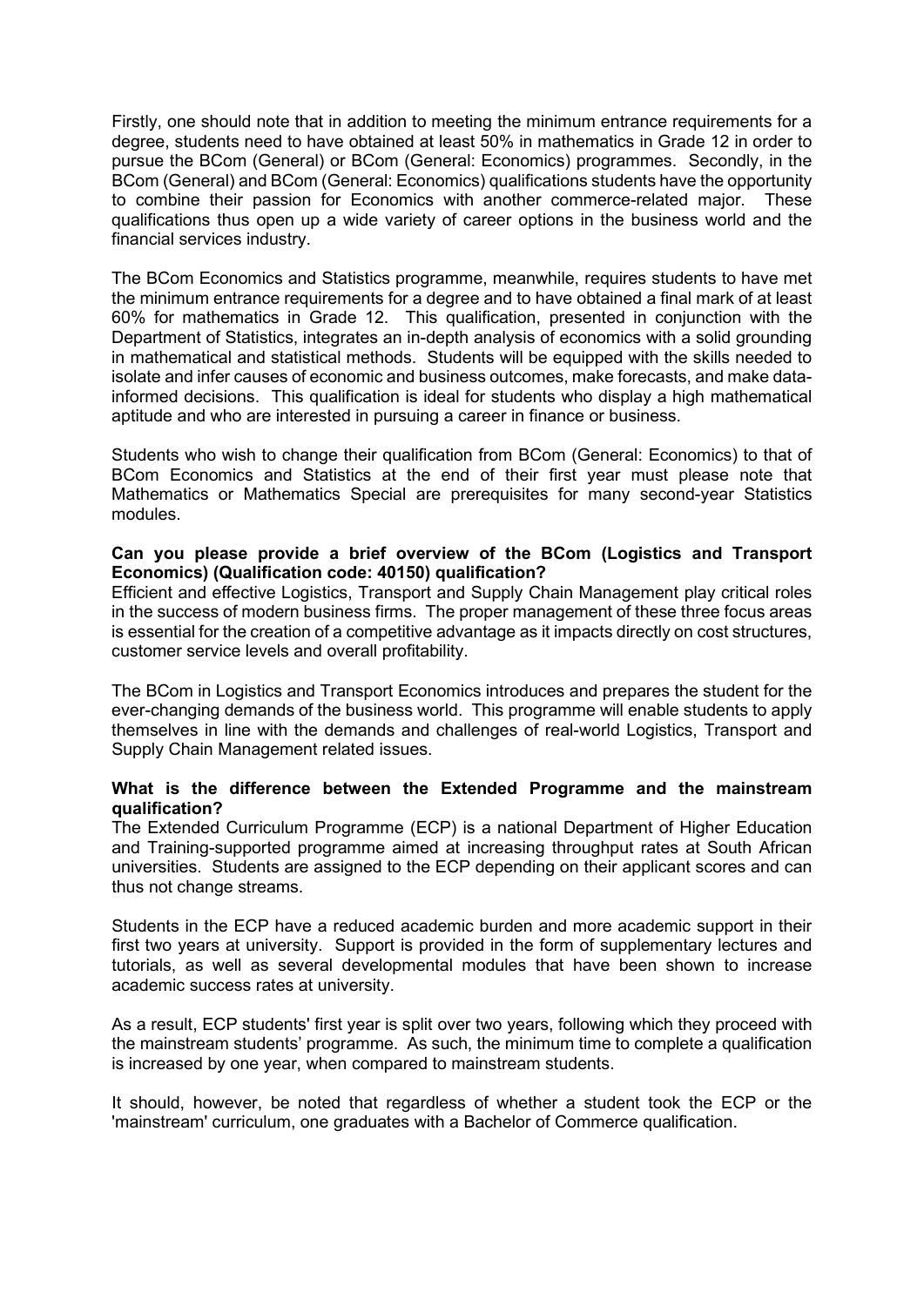Firstly, one should note that in addition to meeting the minimum entrance requirements for a degree, students need to have obtained at least 50% in mathematics in Grade 12 in order to pursue the BCom (General) or BCom (General: Economics) programmes. Secondly, in the BCom (General) and BCom (General: Economics) qualifications students have the opportunity to combine their passion for Economics with another commerce-related major. These qualifications thus open up a wide variety of career options in the business world and the financial services industry.

The BCom Economics and Statistics programme, meanwhile, requires students to have met the minimum entrance requirements for a degree and to have obtained a final mark of at least 60% for mathematics in Grade 12. This qualification, presented in conjunction with the Department of Statistics, integrates an in-depth analysis of economics with a solid grounding in mathematical and statistical methods. Students will be equipped with the skills needed to isolate and infer causes of economic and business outcomes, make forecasts, and make data-informed decisions. This qualification is ideal for students who display a high mathematical aptitude and who are interested in pursuing a career in finance or business.

Students who wish to change their qualification from BCom (General: Economics) to that of BCom Economics and Statistics at the end of their first year must please note that Mathematics or Mathematics Special are prerequisites for many second-year Statistics modules.

**Can you please provide a brief overview of the BCom (Logistics and Transport Economics) (Qualification code: 40150) qualification?**

Efficient and effective Logistics, Transport and Supply Chain Management play critical roles in the success of modern business firms. The proper management of these three focus areas is essential for the creation of a competitive advantage as it impacts directly on cost structures, customer service levels and overall profitability.

The BCom in Logistics and Transport Economics introduces and prepares the student for the ever-changing demands of the business world. This programme will enable students to apply themselves in line with the demands and challenges of real-world Logistics, Transport and Supply Chain Management related issues.

**What is the difference between the Extended Programme and the mainstream qualification?**

The Extended Curriculum Programme (ECP) is a national Department of Higher Education and Training-supported programme aimed at increasing throughput rates at South African universities. Students are assigned to the ECP depending on their applicant scores and can thus not change streams.

Students in the ECP have a reduced academic burden and more academic support in their first two years at university. Support is provided in the form of supplementary lectures and tutorials, as well as several developmental modules that have been shown to increase academic success rates at university.

As a result, ECP students' first year is split over two years, following which they proceed with the mainstream students' programme. As such, the minimum time to complete a qualification is increased by one year, when compared to mainstream students.

It should, however, be noted that regardless of whether a student took the ECP or the 'mainstream' curriculum, one graduates with a Bachelor of Commerce qualification.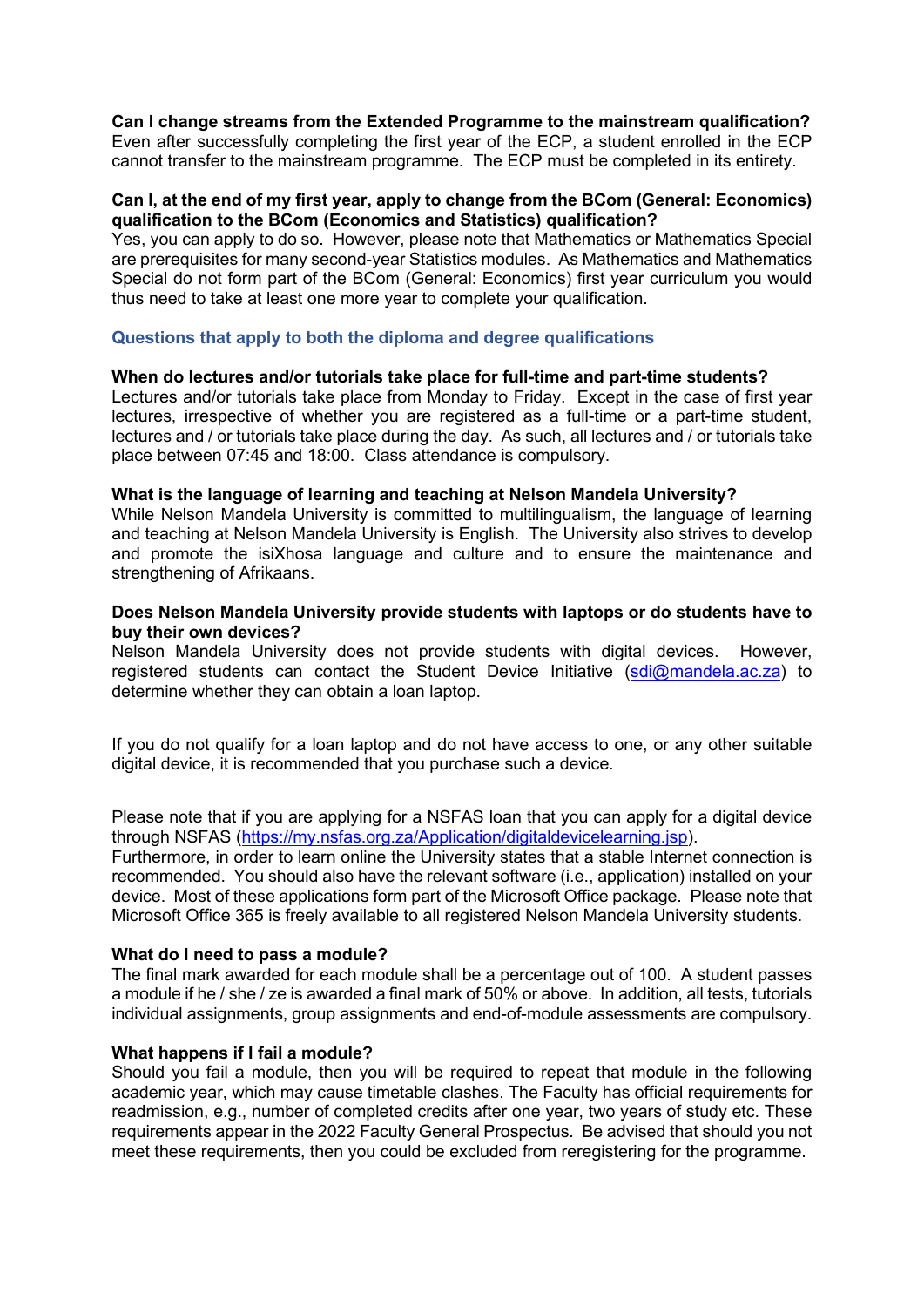**Can I change streams from the Extended Programme to the mainstream qualification?**
Even after successfully completing the first year of the ECP, a student enrolled in the ECP cannot transfer to the mainstream programme. The ECP must be completed in its entirety.

**Can I, at the end of my first year, apply to change from the BCom (General: Economics) qualification to the BCom (Economics and Statistics) qualification?**
Yes, you can apply to do so. However, please note that Mathematics or Mathematics Special are prerequisites for many second-year Statistics modules. As Mathematics and Mathematics Special do not form part of the BCom (General: Economics) first year curriculum you would thus need to take at least one more year to complete your qualification.

## Questions that apply to both the diploma and degree qualifications

**When do lectures and/or tutorials take place for full-time and part-time students?**
Lectures and/or tutorials take place from Monday to Friday. Except in the case of first year lectures, irrespective of whether you are registered as a full-time or a part-time student, lectures and / or tutorials take place during the day. As such, all lectures and / or tutorials take place between 07:45 and 18:00. Class attendance is compulsory.

**What is the language of learning and teaching at Nelson Mandela University?**
While Nelson Mandela University is committed to multilingualism, the language of learning and teaching at Nelson Mandela University is English. The University also strives to develop and promote the isiXhosa language and culture and to ensure the maintenance and strengthening of Afrikaans.

**Does Nelson Mandela University provide students with laptops or do students have to buy their own devices?**
Nelson Mandela University does not provide students with digital devices. However, registered students can contact the Student Device Initiative (sdi@mandela.ac.za) to determine whether they can obtain a loan laptop.

If you do not qualify for a loan laptop and do not have access to one, or any other suitable digital device, it is recommended that you purchase such a device.

Please note that if you are applying for a NSFAS loan that you can apply for a digital device through NSFAS (https://my.nsfas.org.za/Application/digitaldevicelearning.jsp).
Furthermore, in order to learn online the University states that a stable Internet connection is recommended. You should also have the relevant software (i.e., application) installed on your device. Most of these applications form part of the Microsoft Office package. Please note that Microsoft Office 365 is freely available to all registered Nelson Mandela University students.

**What do I need to pass a module?**
The final mark awarded for each module shall be a percentage out of 100. A student passes a module if he / she / ze is awarded a final mark of 50% or above. In addition, all tests, tutorials individual assignments, group assignments and end-of-module assessments are compulsory.

**What happens if I fail a module?**
Should you fail a module, then you will be required to repeat that module in the following academic year, which may cause timetable clashes. The Faculty has official requirements for readmission, e.g., number of completed credits after one year, two years of study etc. These requirements appear in the 2022 Faculty General Prospectus. Be advised that should you not meet these requirements, then you could be excluded from reregistering for the programme.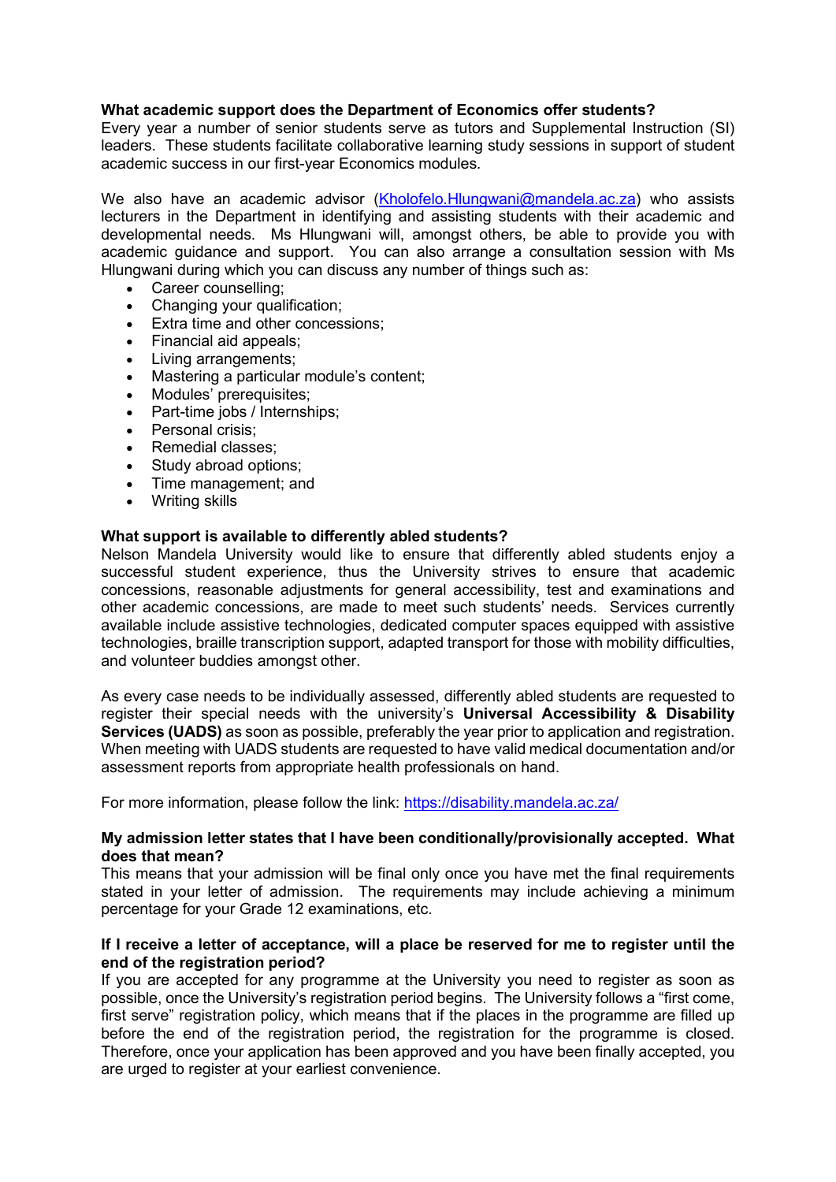**What academic support does the Department of Economics offer students?**

Every year a number of senior students serve as tutors and Supplemental Instruction (SI) leaders. These students facilitate collaborative learning study sessions in support of student academic success in our first-year Economics modules.

We also have an academic advisor (Kholofelo.Hlungwani@mandela.ac.za) who assists lecturers in the Department in identifying and assisting students with their academic and developmental needs. Ms Hlungwani will, amongst others, be able to provide you with academic guidance and support. You can also arrange a consultation session with Ms Hlungwani during which you can discuss any number of things such as:

- Career counselling;
- Changing your qualification;
- Extra time and other concessions;
- Financial aid appeals;
- Living arrangements;
- Mastering a particular module's content;
- Modules' prerequisites;
- Part-time jobs / Internships;
- Personal crisis;
- Remedial classes;
- Study abroad options;
- Time management; and
- Writing skills

**What support is available to differently abled students?**

Nelson Mandela University would like to ensure that differently abled students enjoy a successful student experience, thus the University strives to ensure that academic concessions, reasonable adjustments for general accessibility, test and examinations and other academic concessions, are made to meet such students' needs. Services currently available include assistive technologies, dedicated computer spaces equipped with assistive technologies, braille transcription support, adapted transport for those with mobility difficulties, and volunteer buddies amongst other.

As every case needs to be individually assessed, differently abled students are requested to register their special needs with the university's **Universal Accessibility & Disability Services (UADS)** as soon as possible, preferably the year prior to application and registration. When meeting with UADS students are requested to have valid medical documentation and/or assessment reports from appropriate health professionals on hand.

For more information, please follow the link: https://disability.mandela.ac.za/

**My admission letter states that I have been conditionally/provisionally accepted. What does that mean?**

This means that your admission will be final only once you have met the final requirements stated in your letter of admission. The requirements may include achieving a minimum percentage for your Grade 12 examinations, etc.

**If I receive a letter of acceptance, will a place be reserved for me to register until the end of the registration period?**

If you are accepted for any programme at the University you need to register as soon as possible, once the University's registration period begins. The University follows a "first come, first serve" registration policy, which means that if the places in the programme are filled up before the end of the registration period, the registration for the programme is closed. Therefore, once your application has been approved and you have been finally accepted, you are urged to register at your earliest convenience.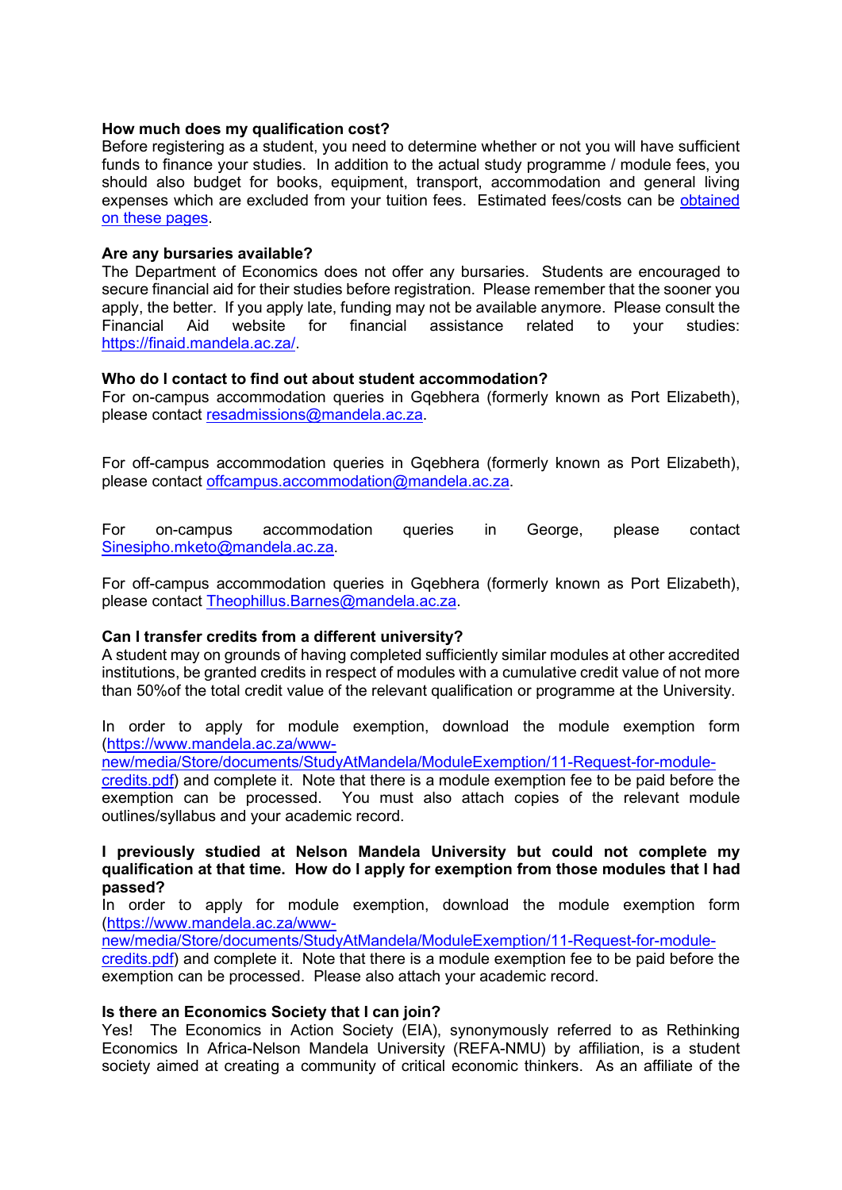**How much does my qualification cost?**
Before registering as a student, you need to determine whether or not you will have sufficient funds to finance your studies. In addition to the actual study programme / module fees, you should also budget for books, equipment, transport, accommodation and general living expenses which are excluded from your tuition fees. Estimated fees/costs can be [obtained on these pages](#).

**Are any bursaries available?**
The Department of Economics does not offer any bursaries. Students are encouraged to secure financial aid for their studies before registration. Please remember that the sooner you apply, the better. If you apply late, funding may not be available anymore. Please consult the Financial Aid website for financial assistance related to your studies: https://finaid.mandela.ac.za/.

**Who do I contact to find out about student accommodation?**
For on-campus accommodation queries in Gqebhera (formerly known as Port Elizabeth), please contact resadmissions@mandela.ac.za.

For off-campus accommodation queries in Gqebhera (formerly known as Port Elizabeth), please contact offcampus.accommodation@mandela.ac.za.

For on-campus accommodation queries in George, please contact Sinesipho.mketo@mandela.ac.za.

For off-campus accommodation queries in Gqebhera (formerly known as Port Elizabeth), please contact Theophillus.Barnes@mandela.ac.za.

**Can I transfer credits from a different university?**
A student may on grounds of having completed sufficiently similar modules at other accredited institutions, be granted credits in respect of modules with a cumulative credit value of not more than 50%of the total credit value of the relevant qualification or programme at the University.

In order to apply for module exemption, download the module exemption form (https://www.mandela.ac.za/www-new/media/Store/documents/StudyAtMandela/ModuleExemption/11-Request-for-module-credits.pdf) and complete it. Note that there is a module exemption fee to be paid before the exemption can be processed. You must also attach copies of the relevant module outlines/syllabus and your academic record.

**I previously studied at Nelson Mandela University but could not complete my qualification at that time. How do I apply for exemption from those modules that I had passed?**
In order to apply for module exemption, download the module exemption form (https://www.mandela.ac.za/www-new/media/Store/documents/StudyAtMandela/ModuleExemption/11-Request-for-module-credits.pdf) and complete it. Note that there is a module exemption fee to be paid before the exemption can be processed. Please also attach your academic record.

**Is there an Economics Society that I can join?**
Yes! The Economics in Action Society (EIA), synonymously referred to as Rethinking Economics In Africa-Nelson Mandela University (REFA-NMU) by affiliation, is a student society aimed at creating a community of critical economic thinkers. As an affiliate of the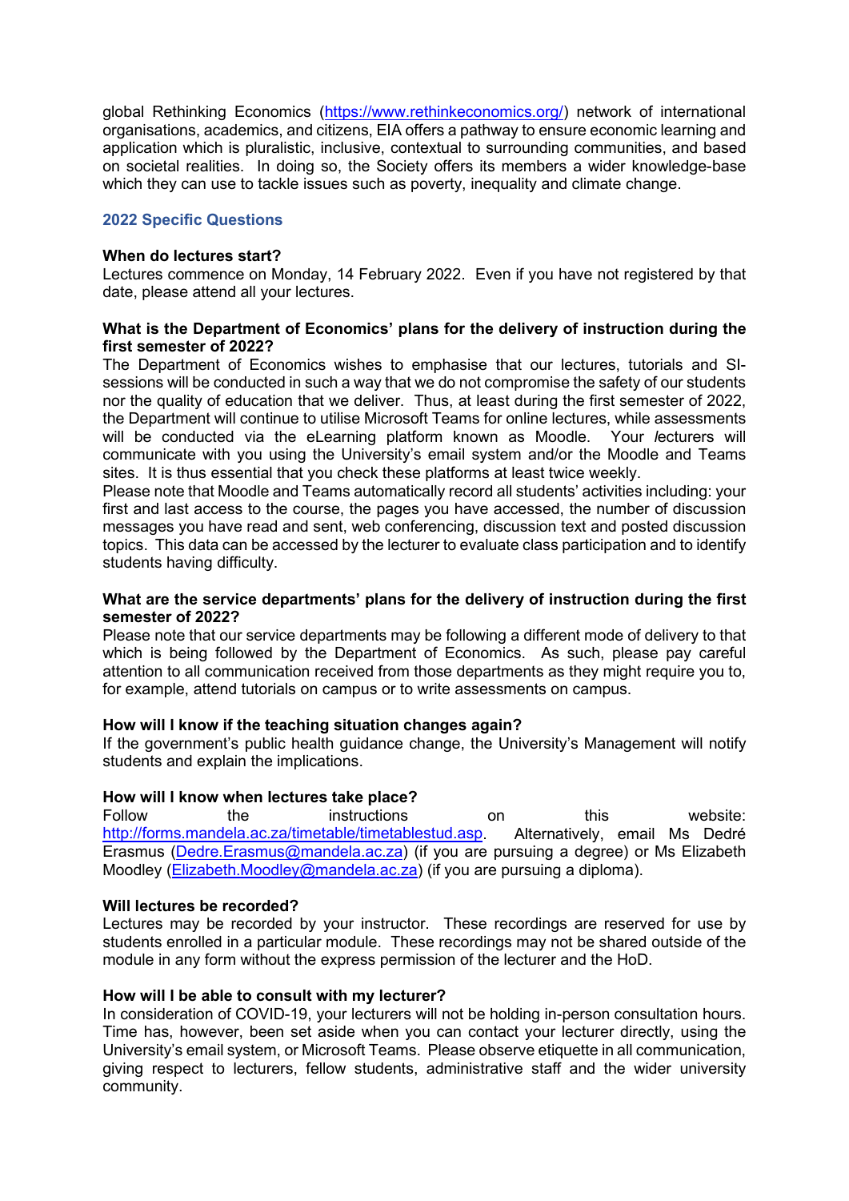global Rethinking Economics (https://www.rethinkeconomics.org/) network of international organisations, academics, and citizens, EIA offers a pathway to ensure economic learning and application which is pluralistic, inclusive, contextual to surrounding communities, and based on societal realities. In doing so, the Society offers its members a wider knowledge-base which they can use to tackle issues such as poverty, inequality and climate change.

## 2022 Specific Questions

**When do lectures start?**

Lectures commence on Monday, 14 February 2022. Even if you have not registered by that date, please attend all your lectures.

**What is the Department of Economics' plans for the delivery of instruction during the first semester of 2022?**

The Department of Economics wishes to emphasise that our lectures, tutorials and SI-sessions will be conducted in such a way that we do not compromise the safety of our students nor the quality of education that we deliver. Thus, at least during the first semester of 2022, the Department will continue to utilise Microsoft Teams for online lectures, while assessments will be conducted via the eLearning platform known as Moodle. Your *l*ecturers will communicate with you using the University's email system and/or the Moodle and Teams sites. It is thus essential that you check these platforms at least twice weekly.

Please note that Moodle and Teams automatically record all students' activities including: your first and last access to the course, the pages you have accessed, the number of discussion messages you have read and sent, web conferencing, discussion text and posted discussion topics. This data can be accessed by the lecturer to evaluate class participation and to identify students having difficulty.

**What are the service departments' plans for the delivery of instruction during the first semester of 2022?**

Please note that our service departments may be following a different mode of delivery to that which is being followed by the Department of Economics. As such, please pay careful attention to all communication received from those departments as they might require you to, for example, attend tutorials on campus or to write assessments on campus.

**How will I know if the teaching situation changes again?**

If the government's public health guidance change, the University's Management will notify students and explain the implications.

**How will I know when lectures take place?**

Follow the instructions on this website: http://forms.mandela.ac.za/timetable/timetablestud.asp. Alternatively, email Ms Dedré Erasmus (Dedre.Erasmus@mandela.ac.za) (if you are pursuing a degree) or Ms Elizabeth Moodley (Elizabeth.Moodley@mandela.ac.za) (if you are pursuing a diploma).

**Will lectures be recorded?**

Lectures may be recorded by your instructor. These recordings are reserved for use by students enrolled in a particular module. These recordings may not be shared outside of the module in any form without the express permission of the lecturer and the HoD.

**How will I be able to consult with my lecturer?**

In consideration of COVID-19, your lecturers will not be holding in-person consultation hours. Time has, however, been set aside when you can contact your lecturer directly, using the University's email system, or Microsoft Teams. Please observe etiquette in all communication, giving respect to lecturers, fellow students, administrative staff and the wider university community.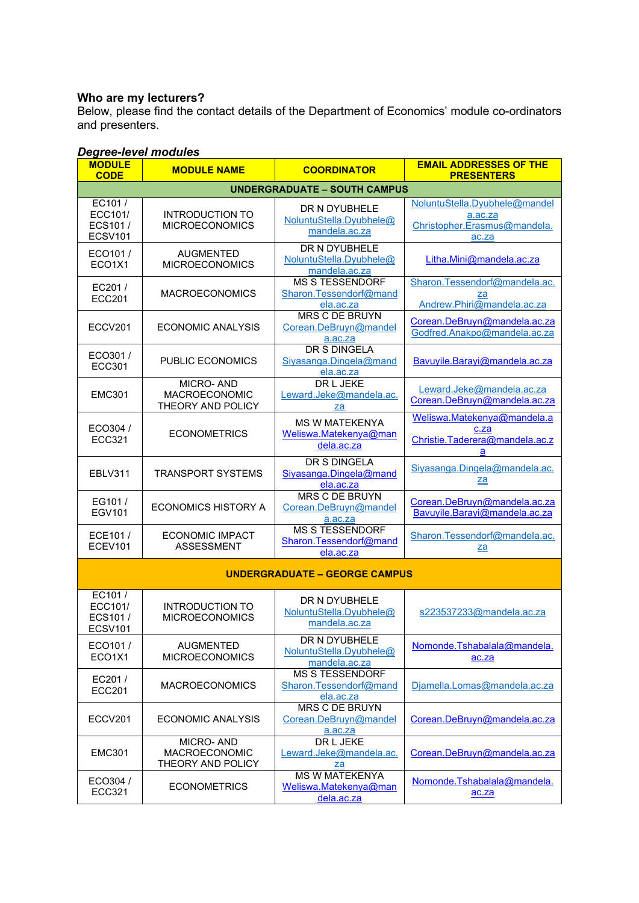### Who are my lecturers?

Below, please find the contact details of the Department of Economics' module co-ordinators and presenters.

***Degree-level modules***

| MODULE CODE | MODULE NAME | COORDINATOR | EMAIL ADDRESSES OF THE PRESENTERS |
|---|---|---|---|
| **UNDERGRADUATE – SOUTH CAMPUS** | | | |
| EC101 / ECC101/ ECS101 / ECSV101 | INTRODUCTION TO MICROECONOMICS | DR N DYUBHELE NoluntuStella.Dyubhele@mandela.ac.za | NoluntuStella.Dyubhele@mandela.ac.za Christopher.Erasmus@mandela.ac.za |
| ECO101 / ECO1X1 | AUGMENTED MICROECONOMICS | DR N DYUBHELE NoluntuStella.Dyubhele@mandela.ac.za | Litha.Mini@mandela.ac.za |
| EC201 / ECC201 | MACROECONOMICS | MS S TESSENDORF Sharon.Tessendorf@mandela.ac.za | Sharon.Tessendorf@mandela.ac.za Andrew.Phiri@mandela.ac.za |
| ECCV201 | ECONOMIC ANALYSIS | MRS C DE BRUYN Corean.DeBruyn@mandela.ac.za | Corean.DeBruyn@mandela.ac.za Godfred.Anakpo@mandela.ac.za |
| ECO301 / ECC301 | PUBLIC ECONOMICS | DR S DINGELA Siyasanga.Dingela@mandela.ac.za | Bavuyile.Barayi@mandela.ac.za |
| EMC301 | MICRO- AND MACROECONOMIC THEORY AND POLICY | DR L JEKE Leward.Jeke@mandela.ac.za | Leward.Jeke@mandela.ac.za Corean.DeBruyn@mandela.ac.za |
| ECO304 / ECC321 | ECONOMETRICS | MS W MATEKENYA Weliswa.Matekenya@mandela.ac.za | Weliswa.Matekenya@mandela.ac.za Christie.Taderera@mandela.ac.za |
| EBLV311 | TRANSPORT SYSTEMS | DR S DINGELA Siyasanga.Dingela@mandela.ac.za | Siyasanga.Dingela@mandela.ac.za |
| EG101 / EGV101 | ECONOMICS HISTORY A | MRS C DE BRUYN Corean.DeBruyn@mandela.ac.za | Corean.DeBruyn@mandela.ac.za Bavuyile.Barayi@mandela.ac.za |
| ECE101 / ECEV101 | ECONOMIC IMPACT ASSESSMENT | MS S TESSENDORF Sharon.Tessendorf@mandela.ac.za | Sharon.Tessendorf@mandela.ac.za |
| **UNDERGRADUATE – GEORGE CAMPUS** | | | |
| EC101 / ECC101/ ECS101 / ECSV101 | INTRODUCTION TO MICROECONOMICS | DR N DYUBHELE NoluntuStella.Dyubhele@mandela.ac.za | s223537233@mandela.ac.za |
| ECO101 / ECO1X1 | AUGMENTED MICROECONOMICS | DR N DYUBHELE NoluntuStella.Dyubhele@mandela.ac.za | Nomonde.Tshabalala@mandela.ac.za |
| EC201 / ECC201 | MACROECONOMICS | MS S TESSENDORF Sharon.Tessendorf@mandela.ac.za | Djamella.Lomas@mandela.ac.za |
| ECCV201 | ECONOMIC ANALYSIS | MRS C DE BRUYN Corean.DeBruyn@mandela.ac.za | Corean.DeBruyn@mandela.ac.za |
| EMC301 | MICRO- AND MACROECONOMIC THEORY AND POLICY | DR L JEKE Leward.Jeke@mandela.ac.za | Corean.DeBruyn@mandela.ac.za |
| ECO304 / ECC321 | ECONOMETRICS | MS W MATEKENYA Weliswa.Matekenya@mandela.ac.za | Nomonde.Tshabalala@mandela.ac.za |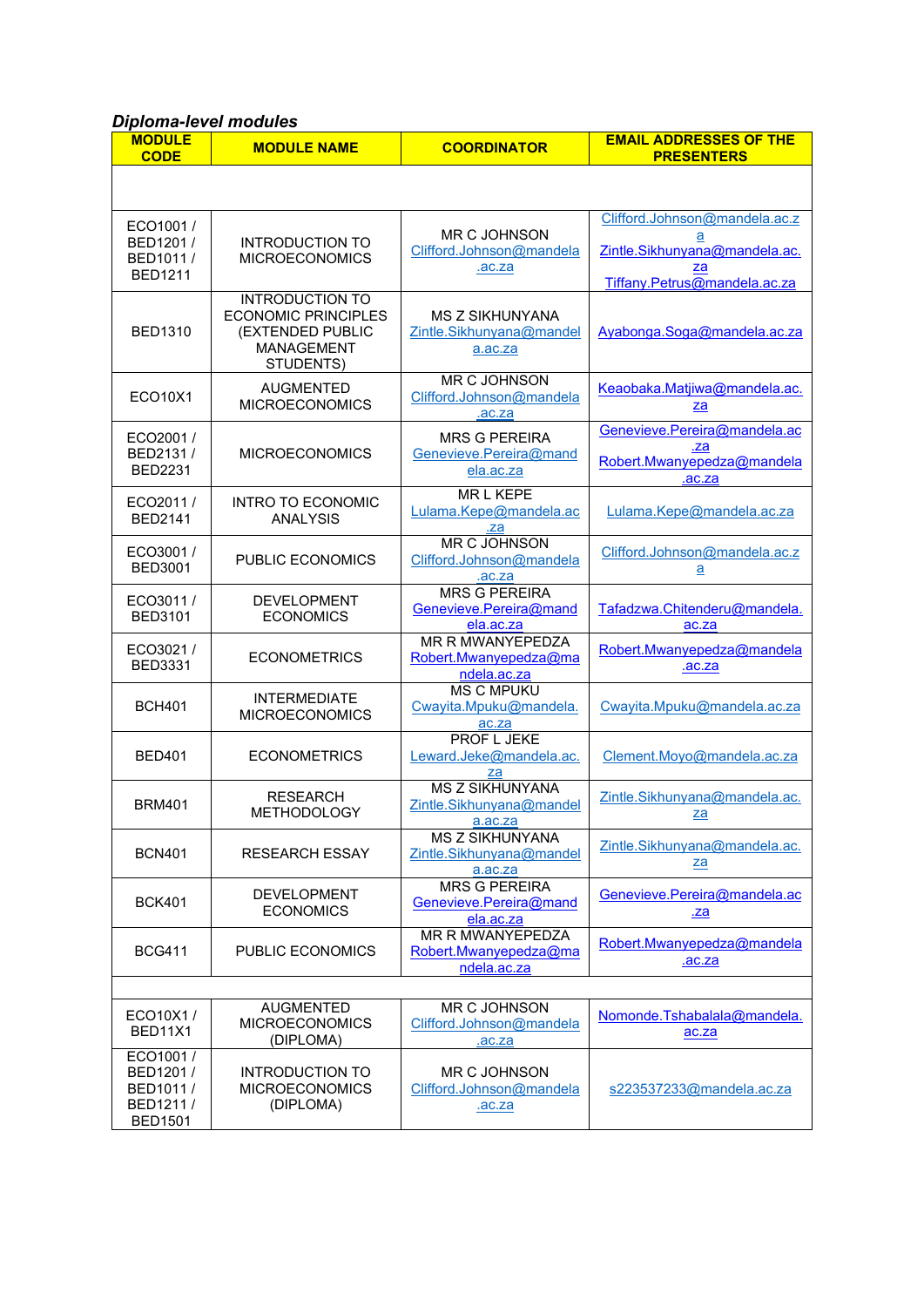***Diploma-level modules***

| MODULE CODE | MODULE NAME | COORDINATOR | EMAIL ADDRESSES OF THE PRESENTERS |
|---|---|---|---|
| | | | |
| ECO1001 / BED1201 / BED1011 / BED1211 | INTRODUCTION TO MICROECONOMICS | MR C JOHNSON Clifford.Johnson@mandela.ac.za | Clifford.Johnson@mandela.ac.za Zintle.Sikhunyana@mandela.ac.za Tiffany.Petrus@mandela.ac.za |
| BED1310 | INTRODUCTION TO ECONOMIC PRINCIPLES (EXTENDED PUBLIC MANAGEMENT STUDENTS) | MS Z SIKHUNYANA Zintle.Sikhunyana@mandela.ac.za | Ayabonga.Soga@mandela.ac.za |
| ECO10X1 | AUGMENTED MICROECONOMICS | MR C JOHNSON Clifford.Johnson@mandela.ac.za | Keaobaka.Matjiwa@mandela.ac.za |
| ECO2001 / BED2131 / BED2231 | MICROECONOMICS | MRS G PEREIRA Genevieve.Pereira@mandela.ac.za | Genevieve.Pereira@mandela.ac.za Robert.Mwanyepedza@mandela.ac.za |
| ECO2011 / BED2141 | INTRO TO ECONOMIC ANALYSIS | MR L KEPE Lulama.Kepe@mandela.ac.za | Lulama.Kepe@mandela.ac.za |
| ECO3001 / BED3001 | PUBLIC ECONOMICS | MR C JOHNSON Clifford.Johnson@mandela.ac.za | Clifford.Johnson@mandela.ac.za |
| ECO3011 / BED3101 | DEVELOPMENT ECONOMICS | MRS G PEREIRA Genevieve.Pereira@mandela.ac.za | Tafadzwa.Chitenderu@mandela.ac.za |
| ECO3021 / BED3331 | ECONOMETRICS | MR R MWANYEPEDZA Robert.Mwanyepedza@mandela.ac.za | Robert.Mwanyepedza@mandela.ac.za |
| BCH401 | INTERMEDIATE MICROECONOMICS | MS C MPUKU Cwayita.Mpuku@mandela.ac.za | Cwayita.Mpuku@mandela.ac.za |
| BED401 | ECONOMETRICS | PROF L JEKE Leward.Jeke@mandela.ac.za | Clement.Moyo@mandela.ac.za |
| BRM401 | RESEARCH METHODOLOGY | MS Z SIKHUNYANA Zintle.Sikhunyana@mandela.ac.za | Zintle.Sikhunyana@mandela.ac.za |
| BCN401 | RESEARCH ESSAY | MS Z SIKHUNYANA Zintle.Sikhunyana@mandela.ac.za | Zintle.Sikhunyana@mandela.ac.za |
| BCK401 | DEVELOPMENT ECONOMICS | MRS G PEREIRA Genevieve.Pereira@mandela.ac.za | Genevieve.Pereira@mandela.ac.za |
| BCG411 | PUBLIC ECONOMICS | MR R MWANYEPEDZA Robert.Mwanyepedza@mandela.ac.za | Robert.Mwanyepedza@mandela.ac.za |
| | | | |
| ECO10X1 / BED11X1 | AUGMENTED MICROECONOMICS (DIPLOMA) | MR C JOHNSON Clifford.Johnson@mandela.ac.za | Nomonde.Tshabalala@mandela.ac.za |
| ECO1001 / BED1201 / BED1011 / BED1211 / BED1501 | INTRODUCTION TO MICROECONOMICS (DIPLOMA) | MR C JOHNSON Clifford.Johnson@mandela.ac.za | s223537233@mandela.ac.za |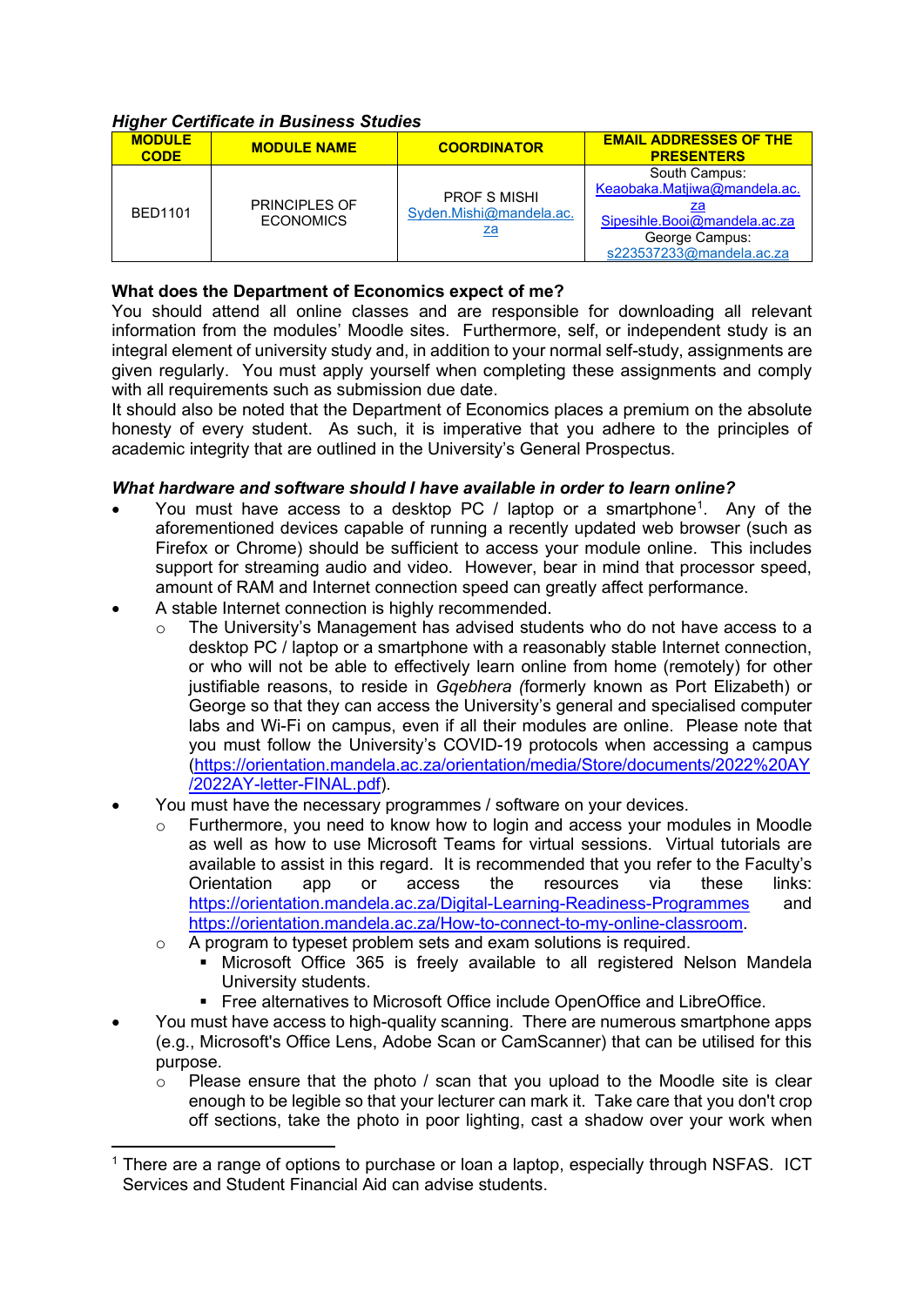***Higher Certificate in Business Studies***

| MODULE CODE | MODULE NAME | COORDINATOR | EMAIL ADDRESSES OF THE PRESENTERS |
|---|---|---|---|
| BED1101 | PRINCIPLES OF ECONOMICS | PROF S MISHI<br>Syden.Mishi@mandela.ac.za | South Campus:<br>Keaobaka.Matjiwa@mandela.ac.za<br>Sipesihle.Booi@mandela.ac.za<br>George Campus:<br>s223537233@mandela.ac.za |

**What does the Department of Economics expect of me?**

You should attend all online classes and are responsible for downloading all relevant information from the modules' Moodle sites. Furthermore, self, or independent study is an integral element of university study and, in addition to your normal self-study, assignments are given regularly. You must apply yourself when completing these assignments and comply with all requirements such as submission due date.

It should also be noted that the Department of Economics places a premium on the absolute honesty of every student. As such, it is imperative that you adhere to the principles of academic integrity that are outlined in the University's General Prospectus.

***What hardware and software should I have available in order to learn online?***

- You must have access to a desktop PC / laptop or a smartphone[1]. Any of the aforementioned devices capable of running a recently updated web browser (such as Firefox or Chrome) should be sufficient to access your module online. This includes support for streaming audio and video. However, bear in mind that processor speed, amount of RAM and Internet connection speed can greatly affect performance.
- A stable Internet connection is highly recommended.
  - The University's Management has advised students who do not have access to a desktop PC / laptop or a smartphone with a reasonably stable Internet connection, or who will not be able to effectively learn online from home (remotely) for other justifiable reasons, to reside in *Gqebhera (*formerly known as Port Elizabeth) or George so that they can access the University's general and specialised computer labs and Wi-Fi on campus, even if all their modules are online. Please note that you must follow the University's COVID-19 protocols when accessing a campus (https://orientation.mandela.ac.za/orientation/media/Store/documents/2022%20AY/2022AY-letter-FINAL.pdf).
- You must have the necessary programmes / software on your devices.
  - Furthermore, you need to know how to login and access your modules in Moodle as well as how to use Microsoft Teams for virtual sessions. Virtual tutorials are available to assist in this regard. It is recommended that you refer to the Faculty's Orientation app or access the resources via these links: https://orientation.mandela.ac.za/Digital-Learning-Readiness-Programmes and https://orientation.mandela.ac.za/How-to-connect-to-my-online-classroom.
  - A program to typeset problem sets and exam solutions is required.
    - Microsoft Office 365 is freely available to all registered Nelson Mandela University students.
    - Free alternatives to Microsoft Office include OpenOffice and LibreOffice.
- You must have access to high-quality scanning. There are numerous smartphone apps (e.g., Microsoft's Office Lens, Adobe Scan or CamScanner) that can be utilised for this purpose.
  - Please ensure that the photo / scan that you upload to the Moodle site is clear enough to be legible so that your lecturer can mark it. Take care that you don't crop off sections, take the photo in poor lighting, cast a shadow over your work when

[1] There are a range of options to purchase or loan a laptop, especially through NSFAS. ICT Services and Student Financial Aid can advise students.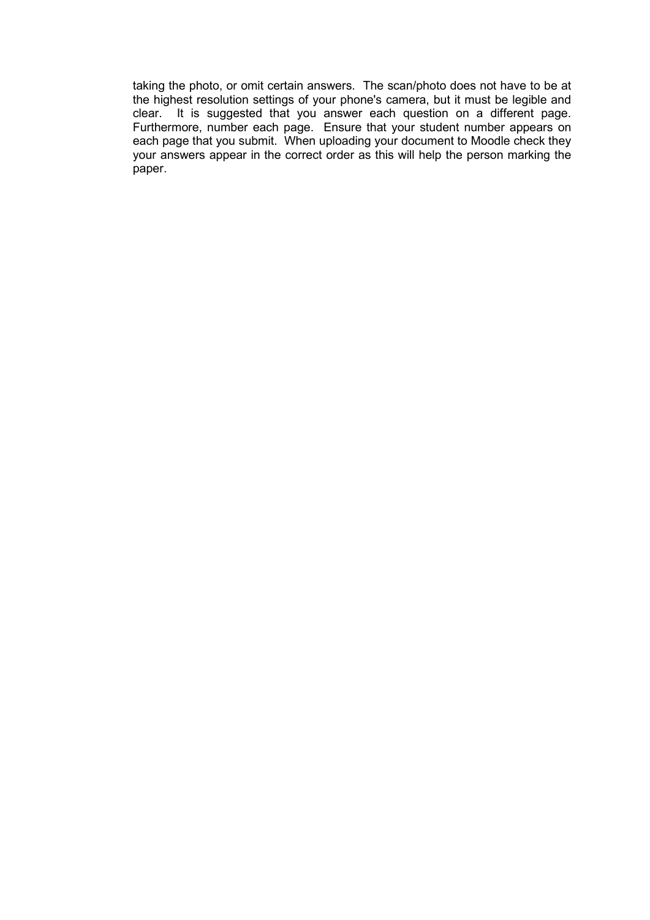taking the photo, or omit certain answers. The scan/photo does not have to be at the highest resolution settings of your phone's camera, but it must be legible and clear. It is suggested that you answer each question on a different page. Furthermore, number each page. Ensure that your student number appears on each page that you submit. When uploading your document to Moodle check they your answers appear in the correct order as this will help the person marking the paper.